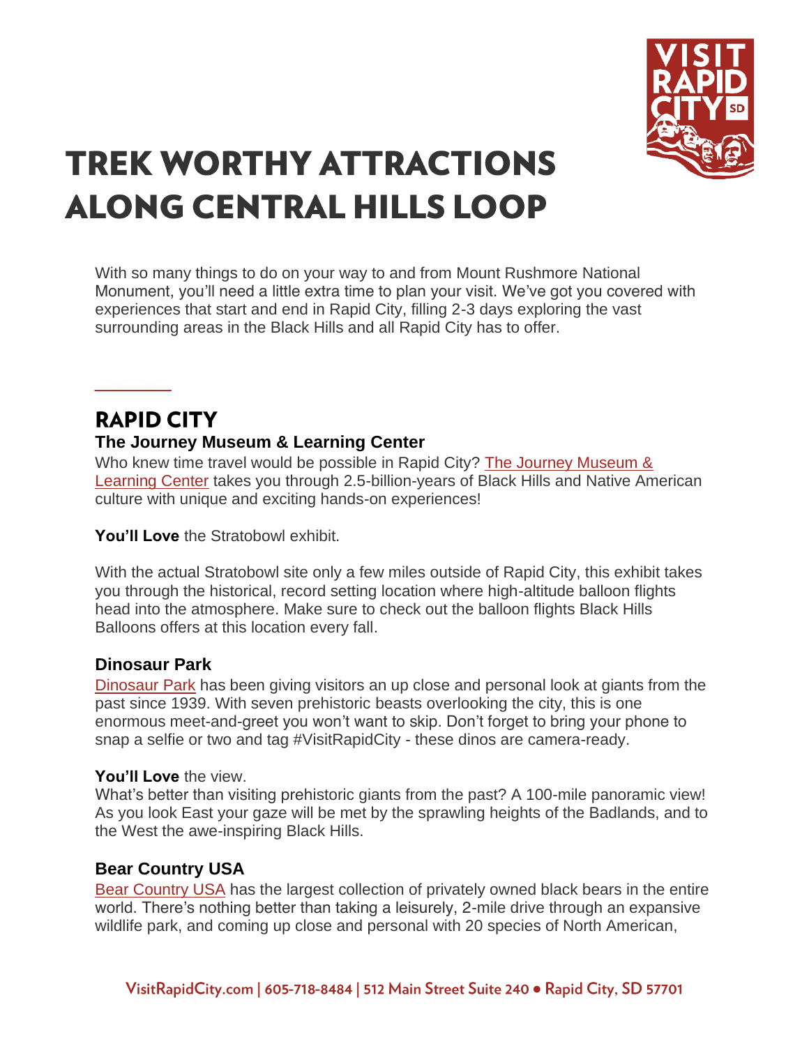# TREK WORTHY ATTRACTIONS ALONG CENTRAL HILLS LOOP

With so many things to do on your way to and from Mount Rushmore National Monument, you'll need a little extra time to plan your visit. We've got you covered with experiences that start and end in Rapid City, filling 2-3 days exploring the vast surrounding areas in the Black Hills and all Rapid City has to offer.

## RAPID CITY

### The Journey Museum & Learning Center

Who knew time travel would be possible in Rapid City? The Journey Museum & Learning Center takes you through 2.5-billion-years of Black Hills and Native American culture with unique and exciting hands-on experiences!

**You'll Love** the Stratobowl exhibit.

With the actual Stratobowl site only a few miles outside of Rapid City, this exhibit takes you through the historical, record setting location where high-altitude balloon flights head into the atmosphere. Make sure to check out the balloon flights Black Hills Balloons offers at this location every fall.

### Dinosaur Park

Dinosaur Park has been giving visitors an up close and personal look at giants from the past since 1939. With seven prehistoric beasts overlooking the city, this is one enormous meet-and-greet you won't want to skip. Don't forget to bring your phone to snap a selfie or two and tag #VisitRapidCity - these dinos are camera-ready.

**You'll Love** the view.
What's better than visiting prehistoric giants from the past? A 100-mile panoramic view! As you look East your gaze will be met by the sprawling heights of the Badlands, and to the West the awe-inspiring Black Hills.

### Bear Country USA

Bear Country USA has the largest collection of privately owned black bears in the entire world. There's nothing better than taking a leisurely, 2-mile drive through an expansive wildlife park, and coming up close and personal with 20 species of North American,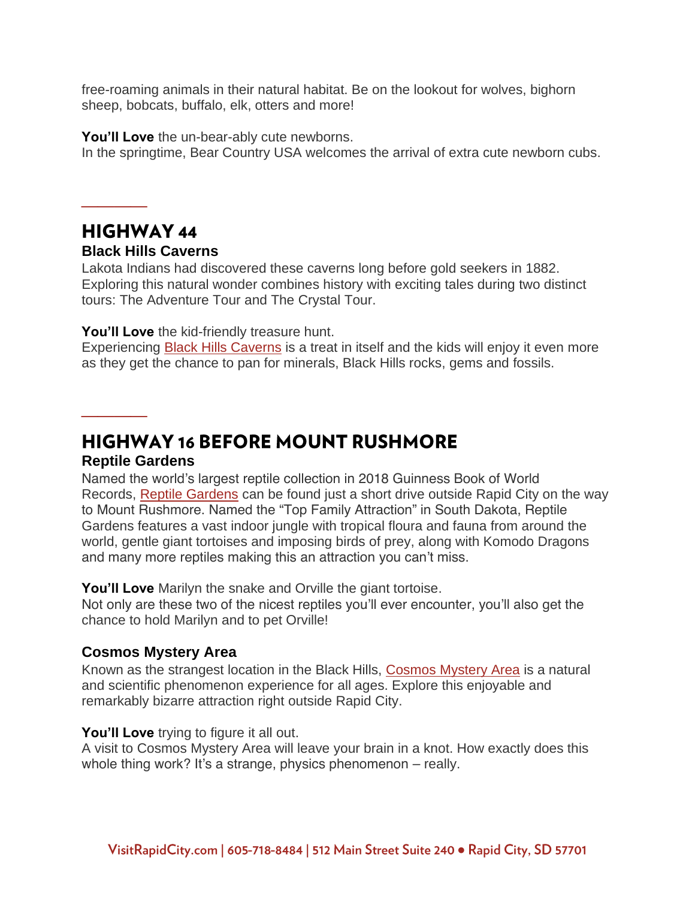free-roaming animals in their natural habitat. Be on the lookout for wolves, bighorn sheep, bobcats, buffalo, elk, otters and more!

**You'll Love** the un-bear-ably cute newborns.
In the springtime, Bear Country USA welcomes the arrival of extra cute newborn cubs.

## HIGHWAY 44

### Black Hills Caverns

Lakota Indians had discovered these caverns long before gold seekers in 1882. Exploring this natural wonder combines history with exciting tales during two distinct tours: The Adventure Tour and The Crystal Tour.

**You'll Love** the kid-friendly treasure hunt.
Experiencing Black Hills Caverns is a treat in itself and the kids will enjoy it even more as they get the chance to pan for minerals, Black Hills rocks, gems and fossils.

## HIGHWAY 16 BEFORE MOUNT RUSHMORE

### Reptile Gardens

Named the world's largest reptile collection in 2018 Guinness Book of World Records, Reptile Gardens can be found just a short drive outside Rapid City on the way to Mount Rushmore. Named the "Top Family Attraction" in South Dakota, Reptile Gardens features a vast indoor jungle with tropical floura and fauna from around the world, gentle giant tortoises and imposing birds of prey, along with Komodo Dragons and many more reptiles making this an attraction you can't miss.

**You'll Love** Marilyn the snake and Orville the giant tortoise.
Not only are these two of the nicest reptiles you'll ever encounter, you'll also get the chance to hold Marilyn and to pet Orville!

### Cosmos Mystery Area

Known as the strangest location in the Black Hills, Cosmos Mystery Area is a natural and scientific phenomenon experience for all ages. Explore this enjoyable and remarkably bizarre attraction right outside Rapid City.

**You'll Love** trying to figure it all out.
A visit to Cosmos Mystery Area will leave your brain in a knot. How exactly does this whole thing work? It's a strange, physics phenomenon – really.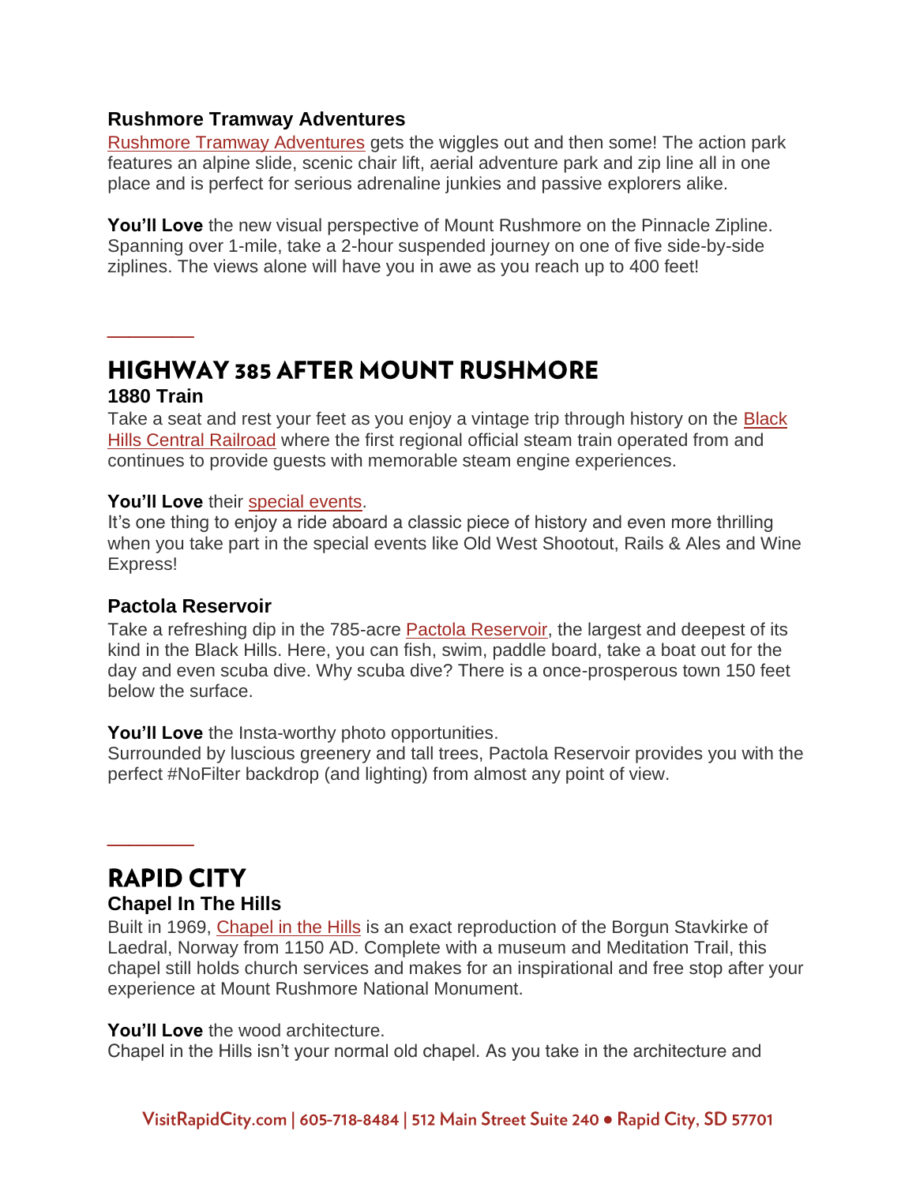### Rushmore Tramway Adventures

Rushmore Tramway Adventures gets the wiggles out and then some! The action park features an alpine slide, scenic chair lift, aerial adventure park and zip line all in one place and is perfect for serious adrenaline junkies and passive explorers alike.

**You'll Love** the new visual perspective of Mount Rushmore on the Pinnacle Zipline. Spanning over 1-mile, take a 2-hour suspended journey on one of five side-by-side ziplines. The views alone will have you in awe as you reach up to 400 feet!

## HIGHWAY 385 AFTER MOUNT RUSHMORE

### 1880 Train

Take a seat and rest your feet as you enjoy a vintage trip through history on the Black Hills Central Railroad where the first regional official steam train operated from and continues to provide guests with memorable steam engine experiences.

**You'll Love** their special events.
It's one thing to enjoy a ride aboard a classic piece of history and even more thrilling when you take part in the special events like Old West Shootout, Rails & Ales and Wine Express!

### Pactola Reservoir

Take a refreshing dip in the 785-acre Pactola Reservoir, the largest and deepest of its kind in the Black Hills. Here, you can fish, swim, paddle board, take a boat out for the day and even scuba dive. Why scuba dive? There is a once-prosperous town 150 feet below the surface.

**You'll Love** the Insta-worthy photo opportunities.
Surrounded by luscious greenery and tall trees, Pactola Reservoir provides you with the perfect #NoFilter backdrop (and lighting) from almost any point of view.

## RAPID CITY

### Chapel In The Hills

Built in 1969, Chapel in the Hills is an exact reproduction of the Borgun Stavkirke of Laedral, Norway from 1150 AD. Complete with a museum and Meditation Trail, this chapel still holds church services and makes for an inspirational and free stop after your experience at Mount Rushmore National Monument.

**You'll Love** the wood architecture.
Chapel in the Hills isn't your normal old chapel. As you take in the architecture and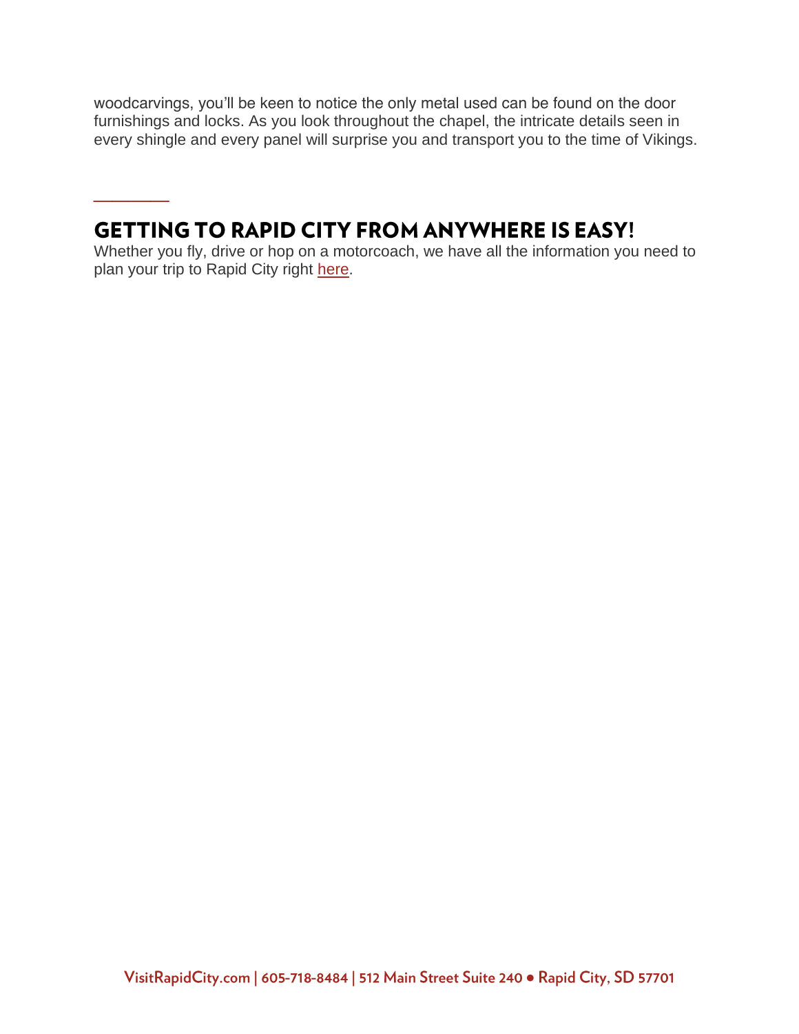woodcarvings, you'll be keen to notice the only metal used can be found on the door furnishings and locks. As you look throughout the chapel, the intricate details seen in every shingle and every panel will surprise you and transport you to the time of Vikings.

## GETTING TO RAPID CITY FROM ANYWHERE IS EASY!

Whether you fly, drive or hop on a motorcoach, we have all the information you need to plan your trip to Rapid City right here.